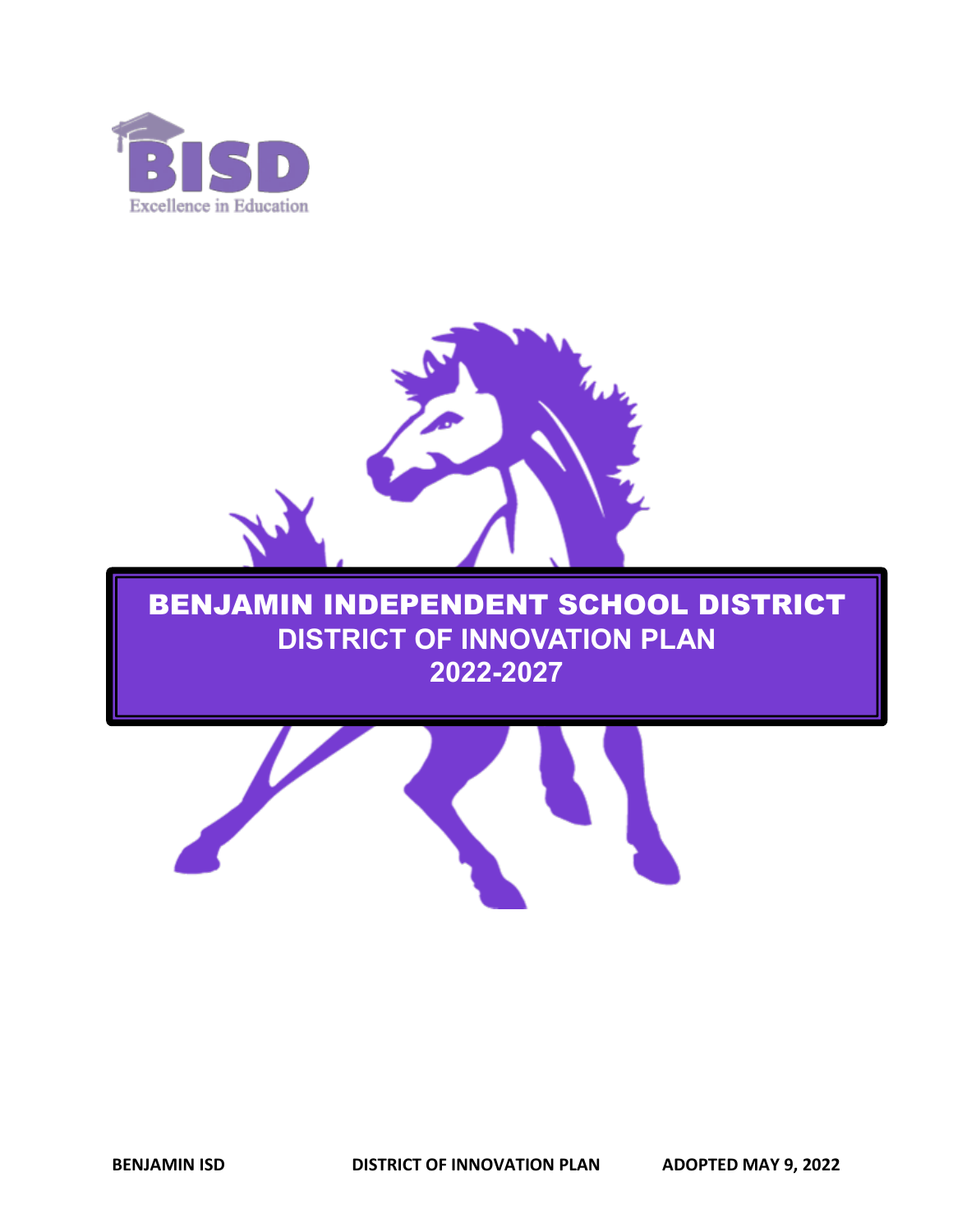BISD
Excellence in Education

# BENJAMIN INDEPENDENT SCHOOL DISTRICT

## DISTRICT OF INNOVATION PLAN

## 2022-2027

**BENJAMIN ISD** **DISTRICT OF INNOVATION PLAN** **ADOPTED MAY 9, 2022**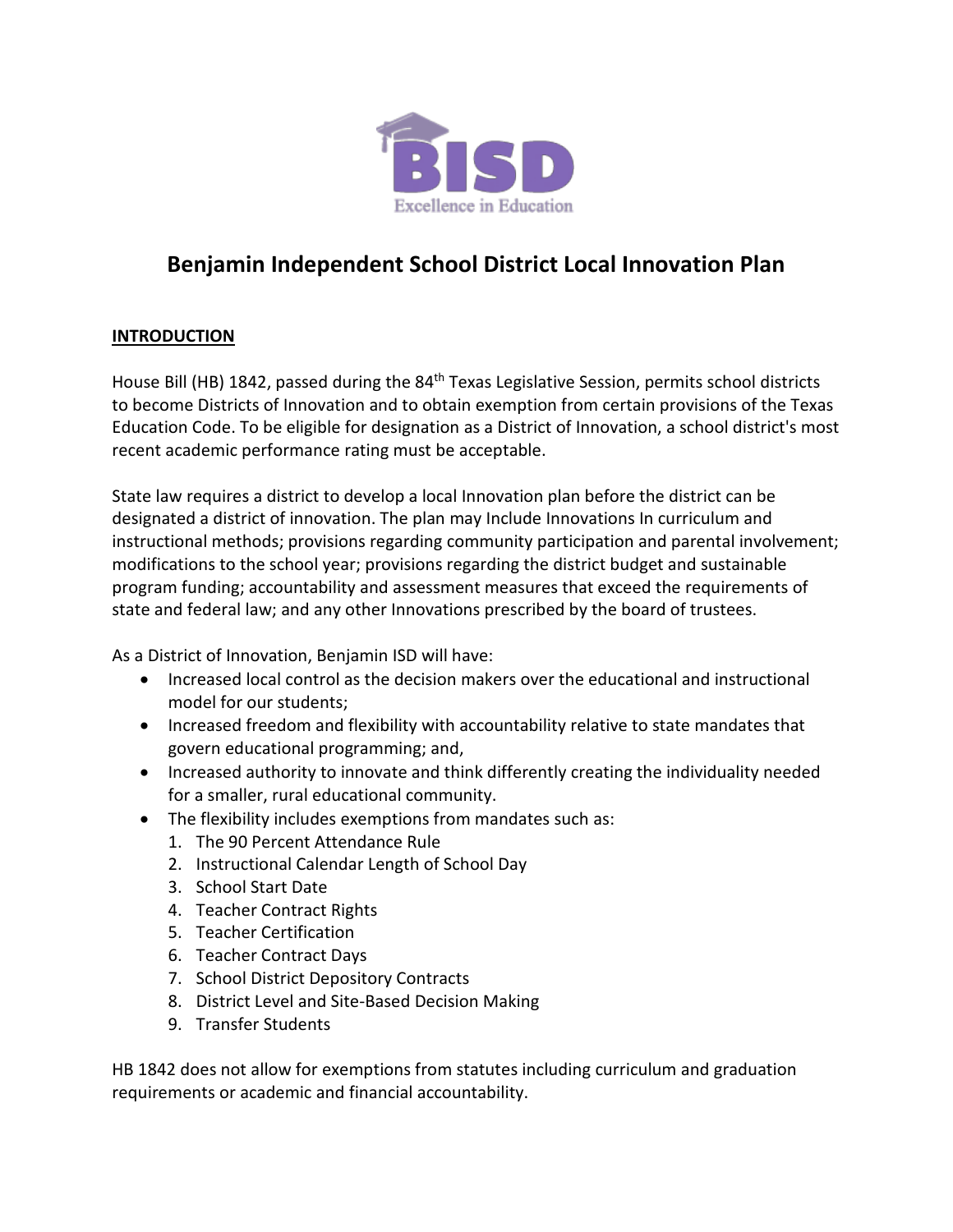# Benjamin Independent School District Local Innovation Plan

**INTRODUCTION**

House Bill (HB) 1842, passed during the 84th Texas Legislative Session, permits school districts to become Districts of Innovation and to obtain exemption from certain provisions of the Texas Education Code. To be eligible for designation as a District of Innovation, a school district's most recent academic performance rating must be acceptable.

State law requires a district to develop a local Innovation plan before the district can be designated a district of innovation. The plan may Include Innovations In curriculum and instructional methods; provisions regarding community participation and parental involvement; modifications to the school year; provisions regarding the district budget and sustainable program funding; accountability and assessment measures that exceed the requirements of state and federal law; and any other Innovations prescribed by the board of trustees.

As a District of Innovation, Benjamin ISD will have:

- Increased local control as the decision makers over the educational and instructional model for our students;
- Increased freedom and flexibility with accountability relative to state mandates that govern educational programming; and,
- Increased authority to innovate and think differently creating the individuality needed for a smaller, rural educational community.
- The flexibility includes exemptions from mandates such as:
  1. The 90 Percent Attendance Rule
  2. Instructional Calendar Length of School Day
  3. School Start Date
  4. Teacher Contract Rights
  5. Teacher Certification
  6. Teacher Contract Days
  7. School District Depository Contracts
  8. District Level and Site-Based Decision Making
  9. Transfer Students

HB 1842 does not allow for exemptions from statutes including curriculum and graduation requirements or academic and financial accountability.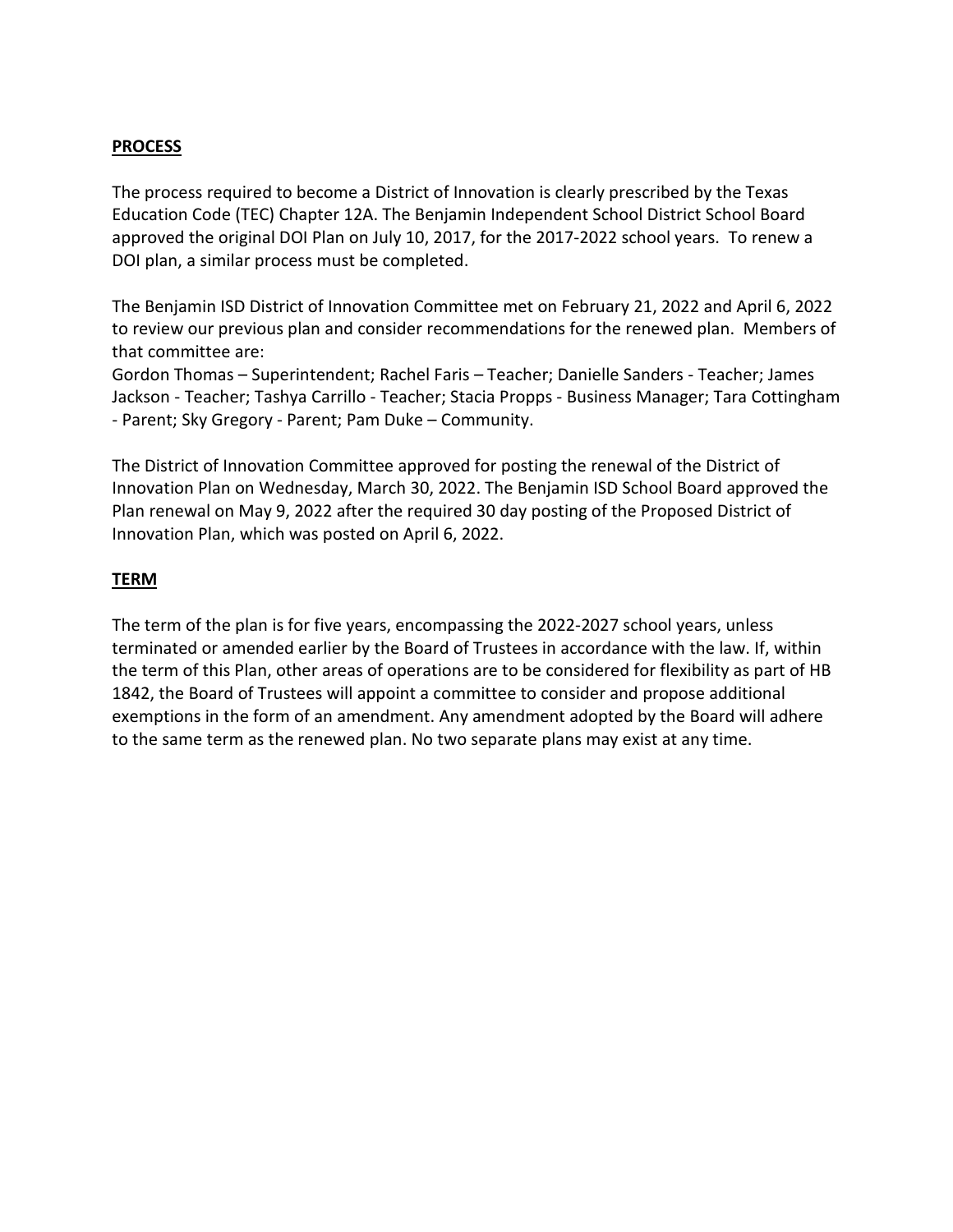## PROCESS

The process required to become a District of Innovation is clearly prescribed by the Texas Education Code (TEC) Chapter 12A. The Benjamin Independent School District School Board approved the original DOI Plan on July 10, 2017, for the 2017-2022 school years. To renew a DOI plan, a similar process must be completed.

The Benjamin ISD District of Innovation Committee met on February 21, 2022 and April 6, 2022 to review our previous plan and consider recommendations for the renewed plan. Members of that committee are:

Gordon Thomas – Superintendent; Rachel Faris – Teacher; Danielle Sanders - Teacher; James Jackson - Teacher; Tashya Carrillo - Teacher; Stacia Propps - Business Manager; Tara Cottingham - Parent; Sky Gregory - Parent; Pam Duke – Community.

The District of Innovation Committee approved for posting the renewal of the District of Innovation Plan on Wednesday, March 30, 2022. The Benjamin ISD School Board approved the Plan renewal on May 9, 2022 after the required 30 day posting of the Proposed District of Innovation Plan, which was posted on April 6, 2022.

## TERM

The term of the plan is for five years, encompassing the 2022-2027 school years, unless terminated or amended earlier by the Board of Trustees in accordance with the law. If, within the term of this Plan, other areas of operations are to be considered for flexibility as part of HB 1842, the Board of Trustees will appoint a committee to consider and propose additional exemptions in the form of an amendment. Any amendment adopted by the Board will adhere to the same term as the renewed plan. No two separate plans may exist at any time.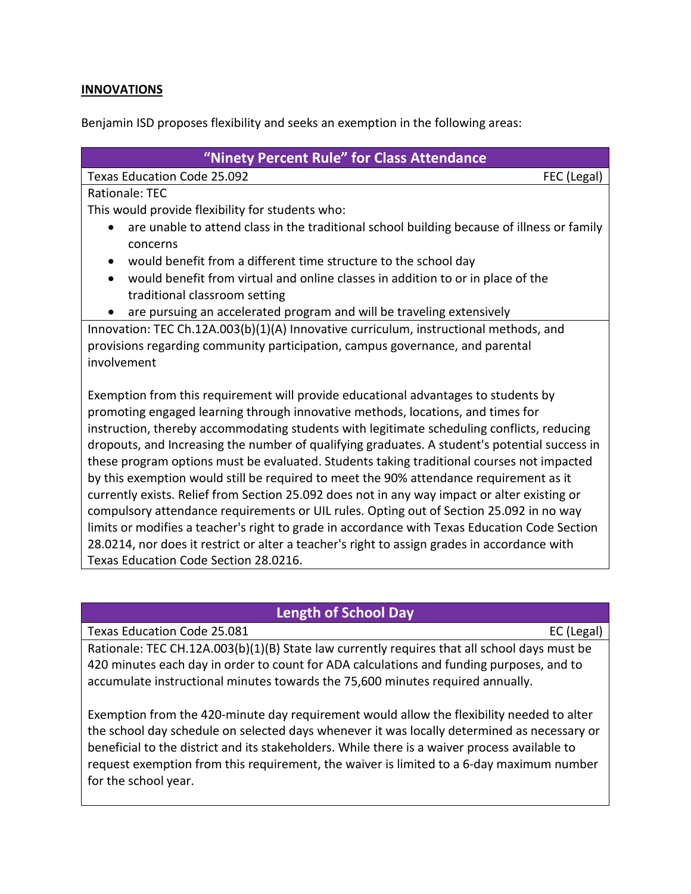## INNOVATIONS

Benjamin ISD proposes flexibility and seeks an exemption in the following areas:

### "Ninety Percent Rule" for Class Attendance

Texas Education Code 25.092 — FEC (Legal)

Rationale: TEC

This would provide flexibility for students who:

- are unable to attend class in the traditional school building because of illness or family concerns
- would benefit from a different time structure to the school day
- would benefit from virtual and online classes in addition to or in place of the traditional classroom setting
- are pursuing an accelerated program and will be traveling extensively

Innovation: TEC Ch.12A.003(b)(1)(A) Innovative curriculum, instructional methods, and provisions regarding community participation, campus governance, and parental involvement

Exemption from this requirement will provide educational advantages to students by promoting engaged learning through innovative methods, locations, and times for instruction, thereby accommodating students with legitimate scheduling conflicts, reducing dropouts, and Increasing the number of qualifying graduates. A student's potential success in these program options must be evaluated. Students taking traditional courses not impacted by this exemption would still be required to meet the 90% attendance requirement as it currently exists. Relief from Section 25.092 does not in any way impact or alter existing or compulsory attendance requirements or UIL rules. Opting out of Section 25.092 in no way limits or modifies a teacher's right to grade in accordance with Texas Education Code Section 28.0214, nor does it restrict or alter a teacher's right to assign grades in accordance with Texas Education Code Section 28.0216.

### Length of School Day

Texas Education Code 25.081 — EC (Legal)

Rationale: TEC CH.12A.003(b)(1)(B) State law currently requires that all school days must be 420 minutes each day in order to count for ADA calculations and funding purposes, and to accumulate instructional minutes towards the 75,600 minutes required annually.

Exemption from the 420-minute day requirement would allow the flexibility needed to alter the school day schedule on selected days whenever it was locally determined as necessary or beneficial to the district and its stakeholders. While there is a waiver process available to request exemption from this requirement, the waiver is limited to a 6-day maximum number for the school year.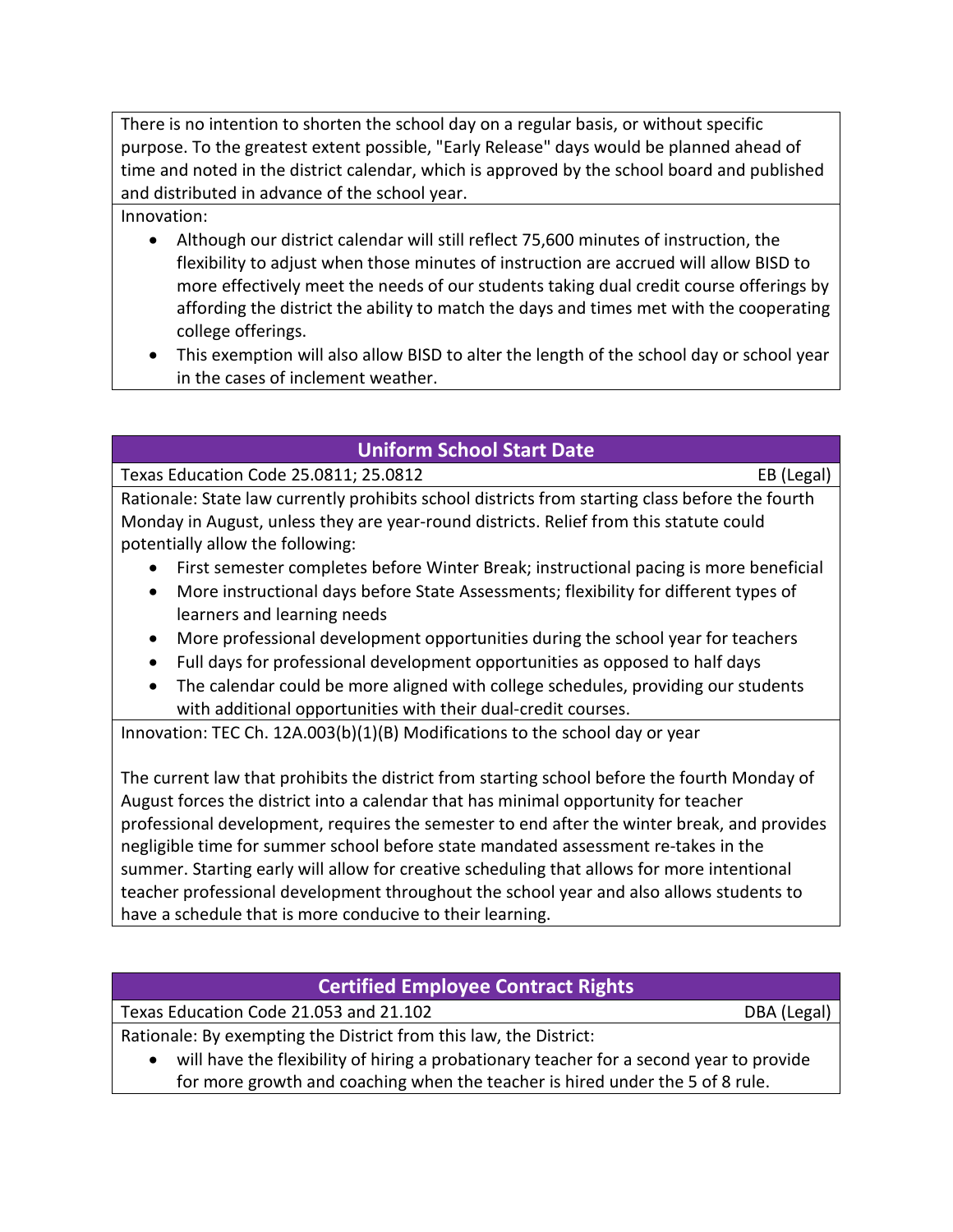There is no intention to shorten the school day on a regular basis, or without specific purpose. To the greatest extent possible, "Early Release" days would be planned ahead of time and noted in the district calendar, which is approved by the school board and published and distributed in advance of the school year.

Innovation:

- Although our district calendar will still reflect 75,600 minutes of instruction, the flexibility to adjust when those minutes of instruction are accrued will allow BISD to more effectively meet the needs of our students taking dual credit course offerings by affording the district the ability to match the days and times met with the cooperating college offerings.
- This exemption will also allow BISD to alter the length of the school day or school year in the cases of inclement weather.

## Uniform School Start Date

Texas Education Code 25.0811; 25.0812 — EB (Legal)

Rationale: State law currently prohibits school districts from starting class before the fourth Monday in August, unless they are year-round districts. Relief from this statute could potentially allow the following:

- First semester completes before Winter Break; instructional pacing is more beneficial
- More instructional days before State Assessments; flexibility for different types of learners and learning needs
- More professional development opportunities during the school year for teachers
- Full days for professional development opportunities as opposed to half days
- The calendar could be more aligned with college schedules, providing our students with additional opportunities with their dual-credit courses.

Innovation: TEC Ch. 12A.003(b)(1)(B) Modifications to the school day or year

The current law that prohibits the district from starting school before the fourth Monday of August forces the district into a calendar that has minimal opportunity for teacher professional development, requires the semester to end after the winter break, and provides negligible time for summer school before state mandated assessment re-takes in the summer. Starting early will allow for creative scheduling that allows for more intentional teacher professional development throughout the school year and also allows students to have a schedule that is more conducive to their learning.

## Certified Employee Contract Rights

Texas Education Code 21.053 and 21.102 — DBA (Legal)

Rationale: By exempting the District from this law, the District:

- will have the flexibility of hiring a probationary teacher for a second year to provide for more growth and coaching when the teacher is hired under the 5 of 8 rule.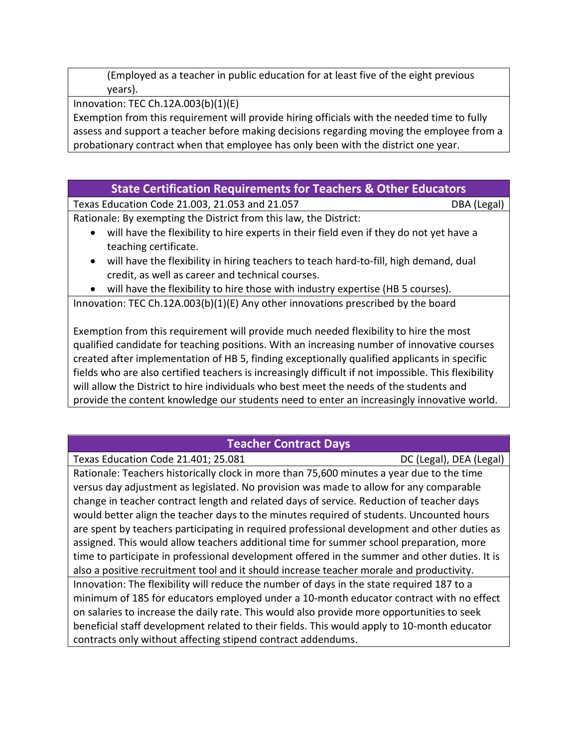(Employed as a teacher in public education for at least five of the eight previous years).

Innovation: TEC Ch.12A.003(b)(1)(E)

Exemption from this requirement will provide hiring officials with the needed time to fully assess and support a teacher before making decisions regarding moving the employee from a probationary contract when that employee has only been with the district one year.

## State Certification Requirements for Teachers & Other Educators

Texas Education Code 21.003, 21.053 and 21.057 — DBA (Legal)

Rationale: By exempting the District from this law, the District:

- will have the flexibility to hire experts in their field even if they do not yet have a teaching certificate.
- will have the flexibility in hiring teachers to teach hard-to-fill, high demand, dual credit, as well as career and technical courses.
- will have the flexibility to hire those with industry expertise (HB 5 courses).

Innovation: TEC Ch.12A.003(b)(1)(E) Any other innovations prescribed by the board

Exemption from this requirement will provide much needed flexibility to hire the most qualified candidate for teaching positions. With an increasing number of innovative courses created after implementation of HB 5, finding exceptionally qualified applicants in specific fields who are also certified teachers is increasingly difficult if not impossible. This flexibility will allow the District to hire individuals who best meet the needs of the students and provide the content knowledge our students need to enter an increasingly innovative world.

## Teacher Contract Days

Texas Education Code 21.401; 25.081 — DC (Legal), DEA (Legal)

Rationale: Teachers historically clock in more than 75,600 minutes a year due to the time versus day adjustment as legislated. No provision was made to allow for any comparable change in teacher contract length and related days of service. Reduction of teacher days would better align the teacher days to the minutes required of students. Uncounted hours are spent by teachers participating in required professional development and other duties as assigned. This would allow teachers additional time for summer school preparation, more time to participate in professional development offered in the summer and other duties. It is also a positive recruitment tool and it should increase teacher morale and productivity.

Innovation: The flexibility will reduce the number of days in the state required 187 to a minimum of 185 for educators employed under a 10-month educator contract with no effect on salaries to increase the daily rate. This would also provide more opportunities to seek beneficial staff development related to their fields. This would apply to 10-month educator contracts only without affecting stipend contract addendums.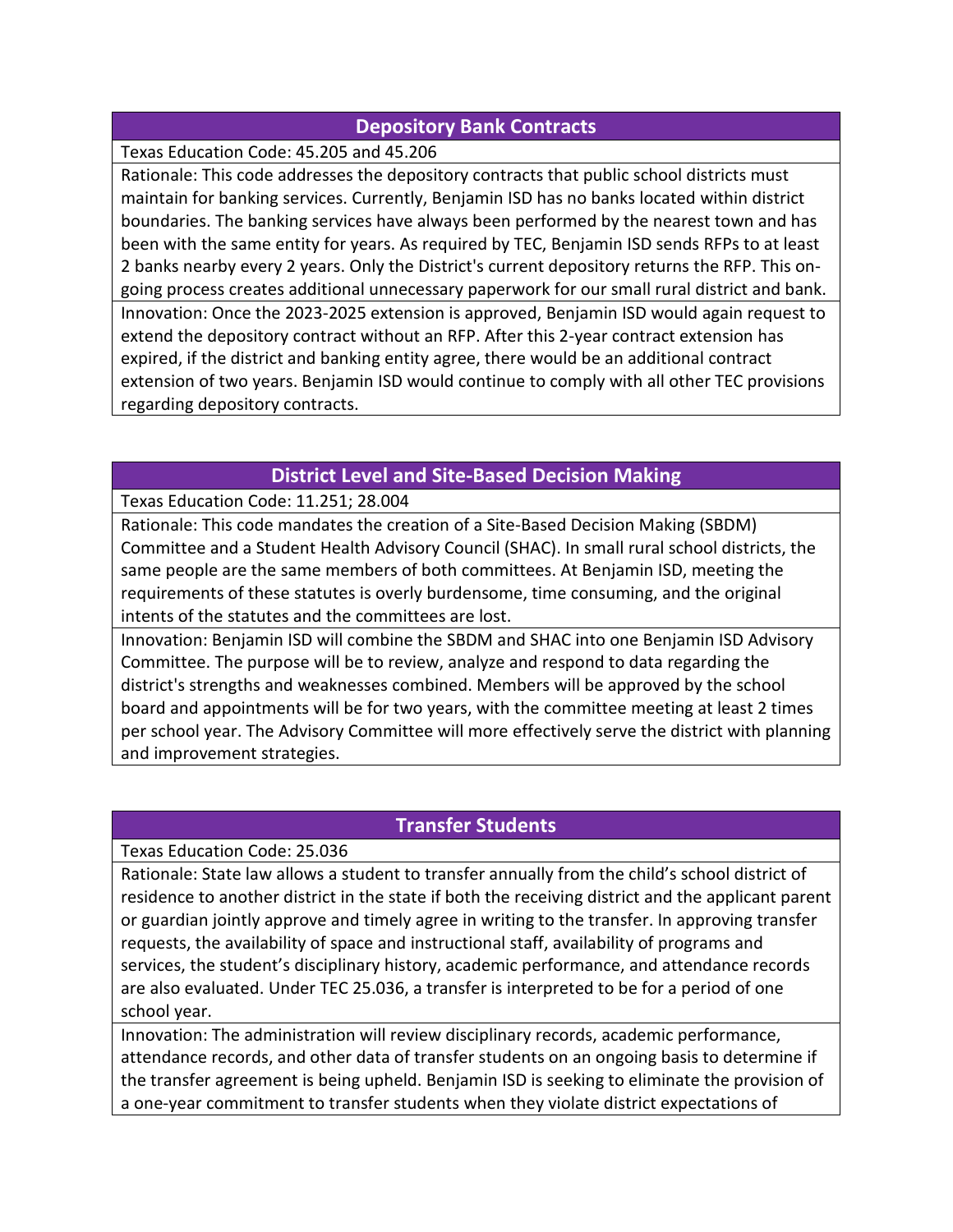## Depository Bank Contracts

Texas Education Code: 45.205 and 45.206

Rationale: This code addresses the depository contracts that public school districts must maintain for banking services. Currently, Benjamin ISD has no banks located within district boundaries. The banking services have always been performed by the nearest town and has been with the same entity for years. As required by TEC, Benjamin ISD sends RFPs to at least 2 banks nearby every 2 years. Only the District's current depository returns the RFP. This on-going process creates additional unnecessary paperwork for our small rural district and bank.

Innovation: Once the 2023-2025 extension is approved, Benjamin ISD would again request to extend the depository contract without an RFP. After this 2-year contract extension has expired, if the district and banking entity agree, there would be an additional contract extension of two years. Benjamin ISD would continue to comply with all other TEC provisions regarding depository contracts.

## District Level and Site-Based Decision Making

Texas Education Code: 11.251; 28.004

Rationale: This code mandates the creation of a Site-Based Decision Making (SBDM) Committee and a Student Health Advisory Council (SHAC). In small rural school districts, the same people are the same members of both committees. At Benjamin ISD, meeting the requirements of these statutes is overly burdensome, time consuming, and the original intents of the statutes and the committees are lost.

Innovation: Benjamin ISD will combine the SBDM and SHAC into one Benjamin ISD Advisory Committee. The purpose will be to review, analyze and respond to data regarding the district's strengths and weaknesses combined. Members will be approved by the school board and appointments will be for two years, with the committee meeting at least 2 times per school year. The Advisory Committee will more effectively serve the district with planning and improvement strategies.

## Transfer Students

Texas Education Code: 25.036

Rationale: State law allows a student to transfer annually from the child's school district of residence to another district in the state if both the receiving district and the applicant parent or guardian jointly approve and timely agree in writing to the transfer. In approving transfer requests, the availability of space and instructional staff, availability of programs and services, the student's disciplinary history, academic performance, and attendance records are also evaluated. Under TEC 25.036, a transfer is interpreted to be for a period of one school year.

Innovation: The administration will review disciplinary records, academic performance, attendance records, and other data of transfer students on an ongoing basis to determine if the transfer agreement is being upheld. Benjamin ISD is seeking to eliminate the provision of a one-year commitment to transfer students when they violate district expectations of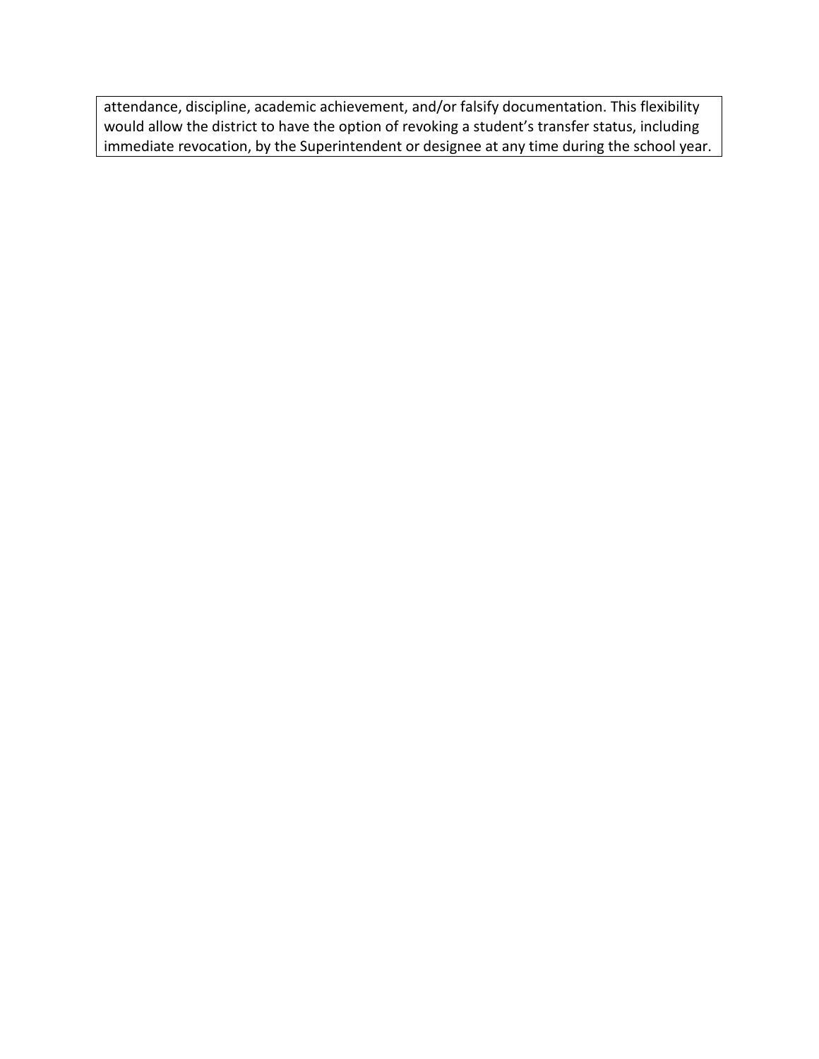attendance, discipline, academic achievement, and/or falsify documentation. This flexibility would allow the district to have the option of revoking a student's transfer status, including immediate revocation, by the Superintendent or designee at any time during the school year.